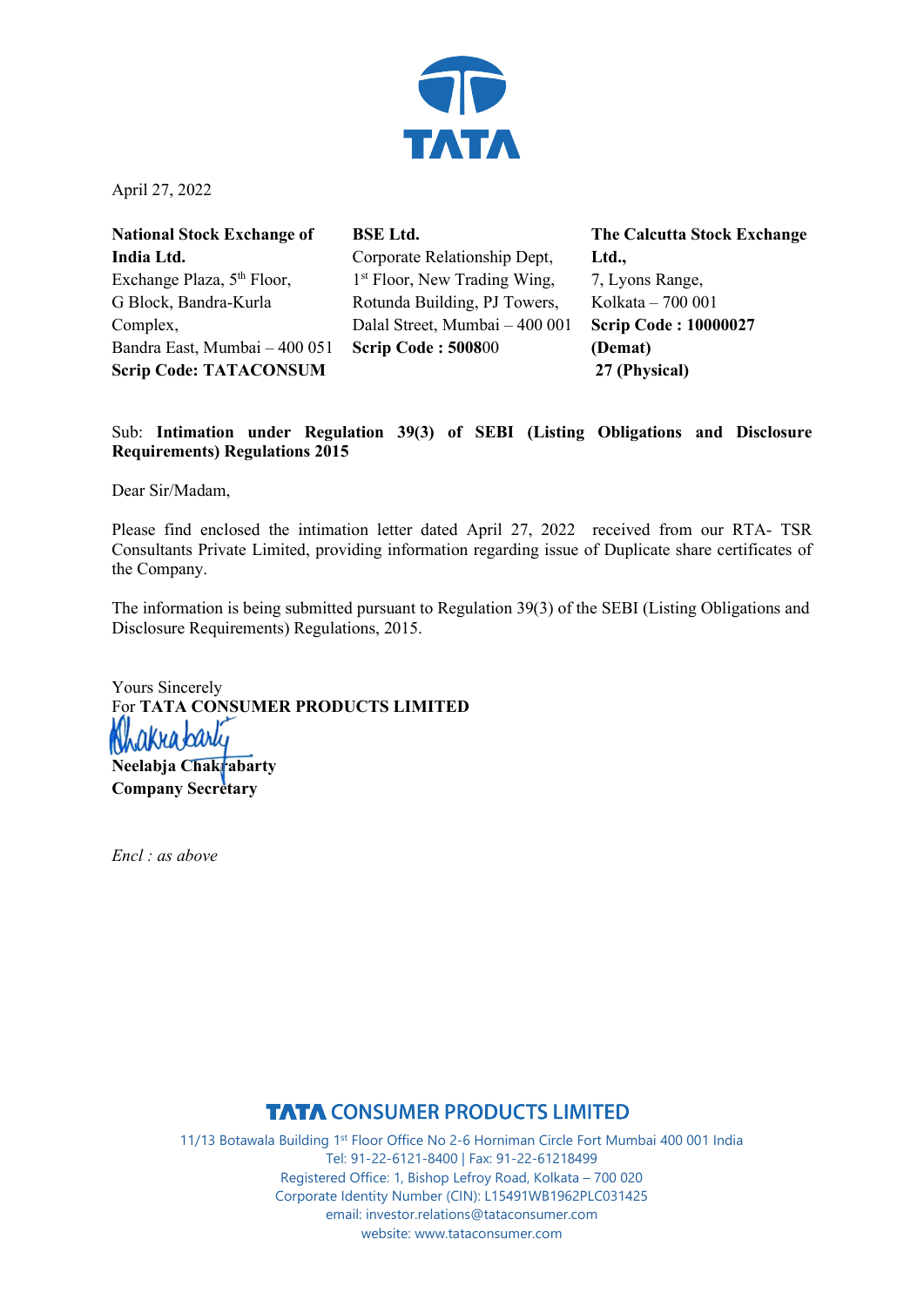April 27, 2022

**National Stock Exchange of India Ltd.**
Exchange Plaza, 5th Floor,
G Block, Bandra-Kurla Complex,
Bandra East, Mumbai – 400 051
**Scrip Code: TATACONSUM**

**BSE Ltd.**
Corporate Relationship Dept,
1st Floor, New Trading Wing,
Rotunda Building, PJ Towers,
Dalal Street, Mumbai – 400 001
**Scrip Code : 500800**

**The Calcutta Stock Exchange Ltd.,**
7, Lyons Range,
Kolkata – 700 001
**Scrip Code : 10000027 (Demat)**
**27 (Physical)**

Sub: **Intimation under Regulation 39(3) of SEBI (Listing Obligations and Disclosure Requirements) Regulations 2015**

Dear Sir/Madam,

Please find enclosed the intimation letter dated April 27, 2022 received from our RTA- TSR Consultants Private Limited, providing information regarding issue of Duplicate share certificates of the Company.

The information is being submitted pursuant to Regulation 39(3) of the SEBI (Listing Obligations and Disclosure Requirements) Regulations, 2015.

Yours Sincerely
For **TATA CONSUMER PRODUCTS LIMITED**

**Neelabja Chakrabarty**
**Company Secretary**

*Encl : as above*

**TATA CONSUMER PRODUCTS LIMITED**
11/13 Botawala Building 1st Floor Office No 2-6 Horniman Circle Fort Mumbai 400 001 India
Tel: 91-22-6121-8400 | Fax: 91-22-61218499
Registered Office: 1, Bishop Lefroy Road, Kolkata – 700 020
Corporate Identity Number (CIN): L15491WB1962PLC031425
email: investor.relations@tataconsumer.com
website: www.tataconsumer.com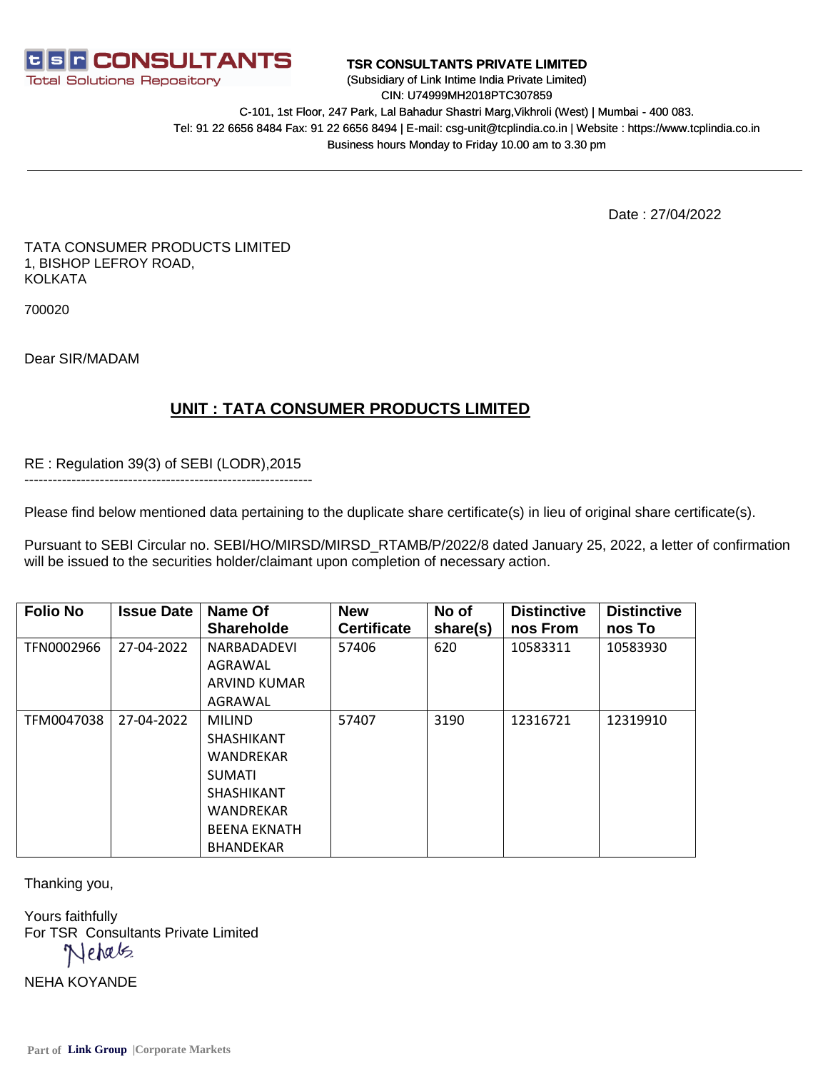**TSR CONSULTANTS PRIVATE LIMITED**
(Subsidiary of Link Intime India Private Limited)
CIN: U74999MH2018PTC307859
C-101, 1st Floor, 247 Park, Lal Bahadur Shastri Marg,Vikhroli (West) | Mumbai - 400 083.
Tel: 91 22 6656 8484 Fax: 91 22 6656 8494 | E-mail: csg-unit@tcplindia.co.in | Website : https://www.tcplindia.co.in
Business hours Monday to Friday 10.00 am to 3.30 pm

Date : 27/04/2022

TATA CONSUMER PRODUCTS LIMITED
1, BISHOP LEFROY ROAD,
KOLKATA

700020

Dear SIR/MADAM

## UNIT : TATA CONSUMER PRODUCTS LIMITED

RE : Regulation 39(3) of SEBI (LODR),2015
--------------------------------------------------------------

Please find below mentioned data pertaining to the duplicate share certificate(s) in lieu of original share certificate(s).

Pursuant to SEBI Circular no. SEBI/HO/MIRSD/MIRSD_RTAMB/P/2022/8 dated January 25, 2022, a letter of confirmation will be issued to the securities holder/claimant upon completion of necessary action.

| Folio No | Issue Date | Name Of Shareholde | New Certificate | No of share(s) | Distinctive nos From | Distinctive nos To |
|---|---|---|---|---|---|---|
| TFN0002966 | 27-04-2022 | NARBADADEVI AGRAWAL ARVIND KUMAR AGRAWAL | 57406 | 620 | 10583311 | 10583930 |
| TFM0047038 | 27-04-2022 | MILIND SHASHIKANT WANDREKAR SUMATI SHASHIKANT WANDREKAR BEENA EKNATH BHANDEKAR | 57407 | 3190 | 12316721 | 12319910 |

Thanking you,

Yours faithfully
For TSR Consultants Private Limited

NEHA KOYANDE

Part of Link Group |Corporate Markets